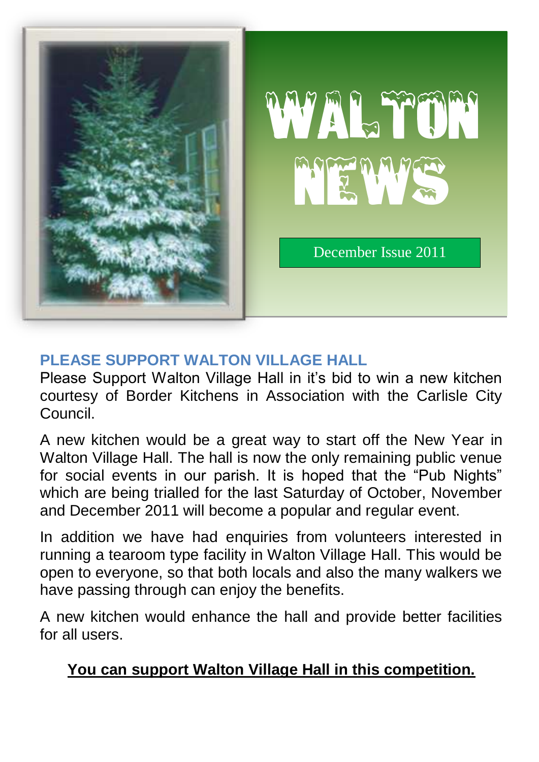# WALTON NEWS

December Issue 2011

## PLEASE SUPPORT WALTON VILLAGE HALL

Please Support Walton Village Hall in it's bid to win a new kitchen courtesy of Border Kitchens in Association with the Carlisle City Council.

A new kitchen would be a great way to start off the New Year in Walton Village Hall. The hall is now the only remaining public venue for social events in our parish. It is hoped that the "Pub Nights" which are being trialled for the last Saturday of October, November and December 2011 will become a popular and regular event.

In addition we have had enquiries from volunteers interested in running a tearoom type facility in Walton Village Hall. This would be open to everyone, so that both locals and also the many walkers we have passing through can enjoy the benefits.

A new kitchen would enhance the hall and provide better facilities for all users.

**You can support Walton Village Hall in this competition.**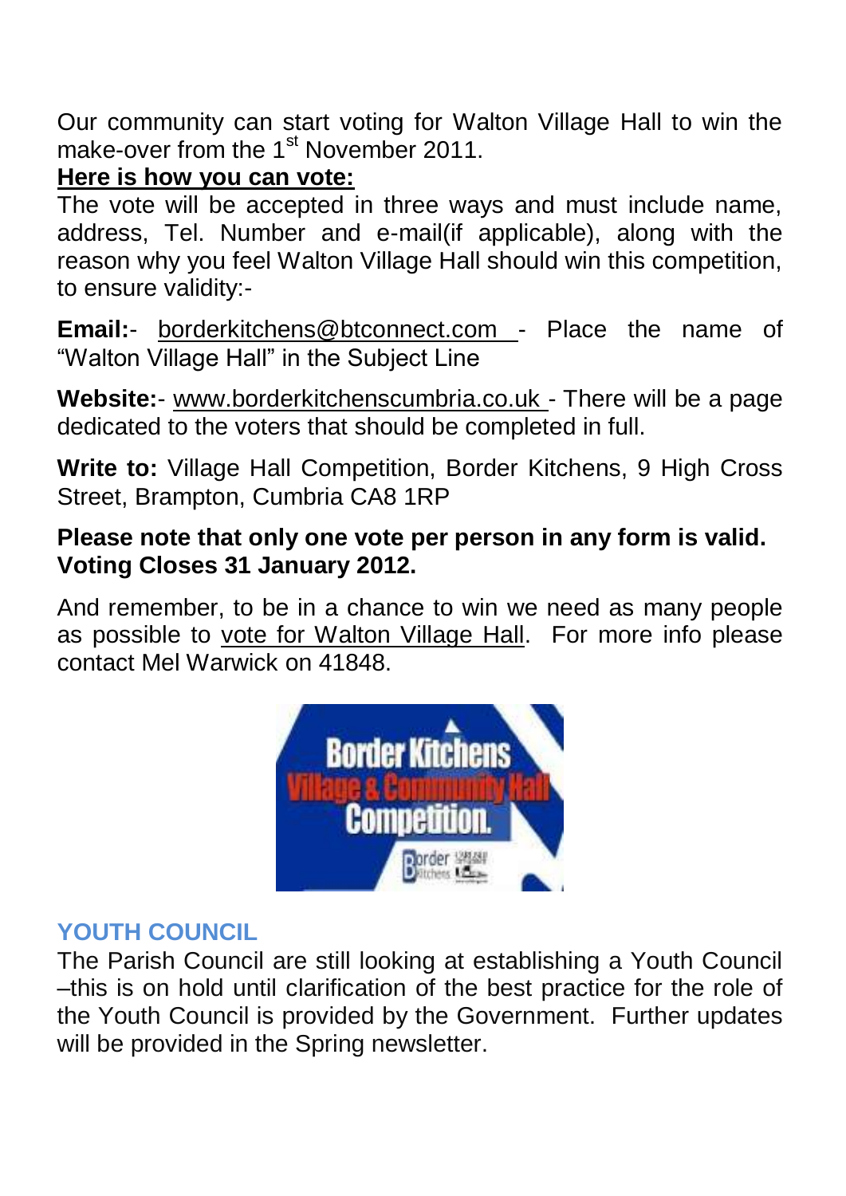Our community can start voting for Walton Village Hall to win the make-over from the 1st November 2011.

**Here is how you can vote:**

The vote will be accepted in three ways and must include name, address, Tel. Number and e-mail(if applicable), along with the reason why you feel Walton Village Hall should win this competition, to ensure validity:-

**Email:**- borderkitchens@btconnect.com - Place the name of "Walton Village Hall" in the Subject Line

**Website:**- www.borderkitchenscumbria.co.uk - There will be a page dedicated to the voters that should be completed in full.

**Write to:** Village Hall Competition, Border Kitchens, 9 High Cross Street, Brampton, Cumbria CA8 1RP

**Please note that only one vote per person in any form is valid. Voting Closes 31 January 2012.**

And remember, to be in a chance to win we need as many people as possible to vote for Walton Village Hall. For more info please contact Mel Warwick on 41848.

## YOUTH COUNCIL

The Parish Council are still looking at establishing a Youth Council –this is on hold until clarification of the best practice for the role of the Youth Council is provided by the Government. Further updates will be provided in the Spring newsletter.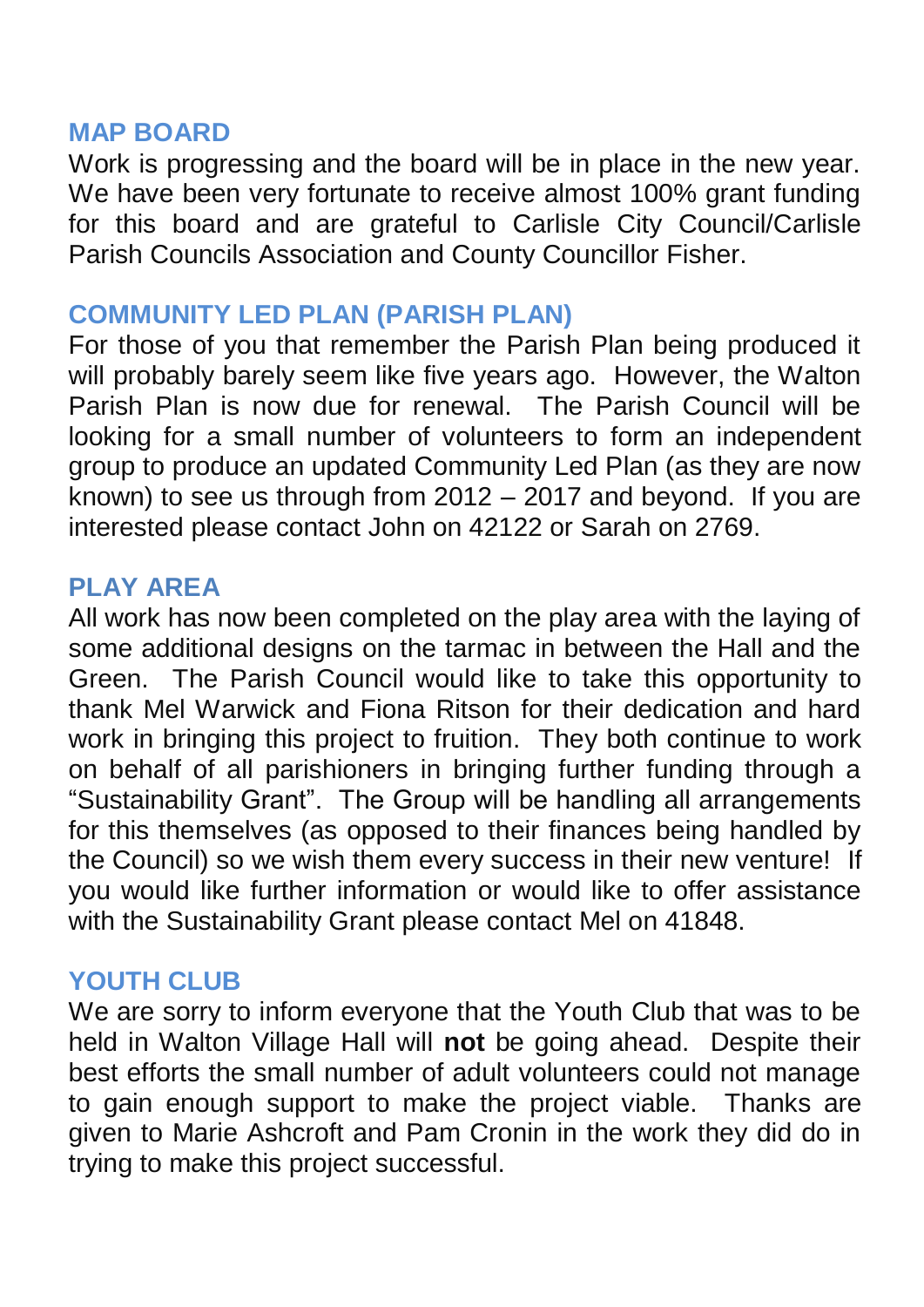## MAP BOARD

Work is progressing and the board will be in place in the new year. We have been very fortunate to receive almost 100% grant funding for this board and are grateful to Carlisle City Council/Carlisle Parish Councils Association and County Councillor Fisher.

## COMMUNITY LED PLAN (PARISH PLAN)

For those of you that remember the Parish Plan being produced it will probably barely seem like five years ago. However, the Walton Parish Plan is now due for renewal. The Parish Council will be looking for a small number of volunteers to form an independent group to produce an updated Community Led Plan (as they are now known) to see us through from 2012 – 2017 and beyond. If you are interested please contact John on 42122 or Sarah on 2769.

## PLAY AREA

All work has now been completed on the play area with the laying of some additional designs on the tarmac in between the Hall and the Green. The Parish Council would like to take this opportunity to thank Mel Warwick and Fiona Ritson for their dedication and hard work in bringing this project to fruition. They both continue to work on behalf of all parishioners in bringing further funding through a "Sustainability Grant". The Group will be handling all arrangements for this themselves (as opposed to their finances being handled by the Council) so we wish them every success in their new venture! If you would like further information or would like to offer assistance with the Sustainability Grant please contact Mel on 41848.

## YOUTH CLUB

We are sorry to inform everyone that the Youth Club that was to be held in Walton Village Hall will **not** be going ahead. Despite their best efforts the small number of adult volunteers could not manage to gain enough support to make the project viable. Thanks are given to Marie Ashcroft and Pam Cronin in the work they did do in trying to make this project successful.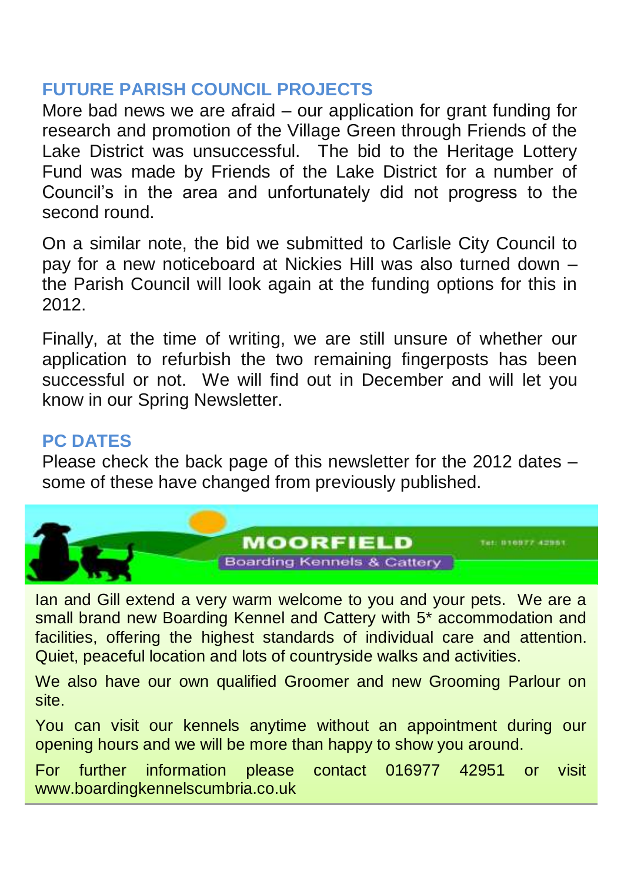## FUTURE PARISH COUNCIL PROJECTS

More bad news we are afraid – our application for grant funding for research and promotion of the Village Green through Friends of the Lake District was unsuccessful. The bid to the Heritage Lottery Fund was made by Friends of the Lake District for a number of Council's in the area and unfortunately did not progress to the second round.

On a similar note, the bid we submitted to Carlisle City Council to pay for a new noticeboard at Nickies Hill was also turned down – the Parish Council will look again at the funding options for this in 2012.

Finally, at the time of writing, we are still unsure of whether our application to refurbish the two remaining fingerposts has been successful or not. We will find out in December and will let you know in our Spring Newsletter.

## PC DATES

Please check the back page of this newsletter for the 2012 dates – some of these have changed from previously published.

**MOORFIELD**
Boarding Kennels & Cattery
Tel: 016977 42951

Ian and Gill extend a very warm welcome to you and your pets. We are a small brand new Boarding Kennel and Cattery with 5* accommodation and facilities, offering the highest standards of individual care and attention. Quiet, peaceful location and lots of countryside walks and activities.

We also have our own qualified Groomer and new Grooming Parlour on site.

You can visit our kennels anytime without an appointment during our opening hours and we will be more than happy to show you around.

For further information please contact 016977 42951 or visit www.boardingkennelscumbria.co.uk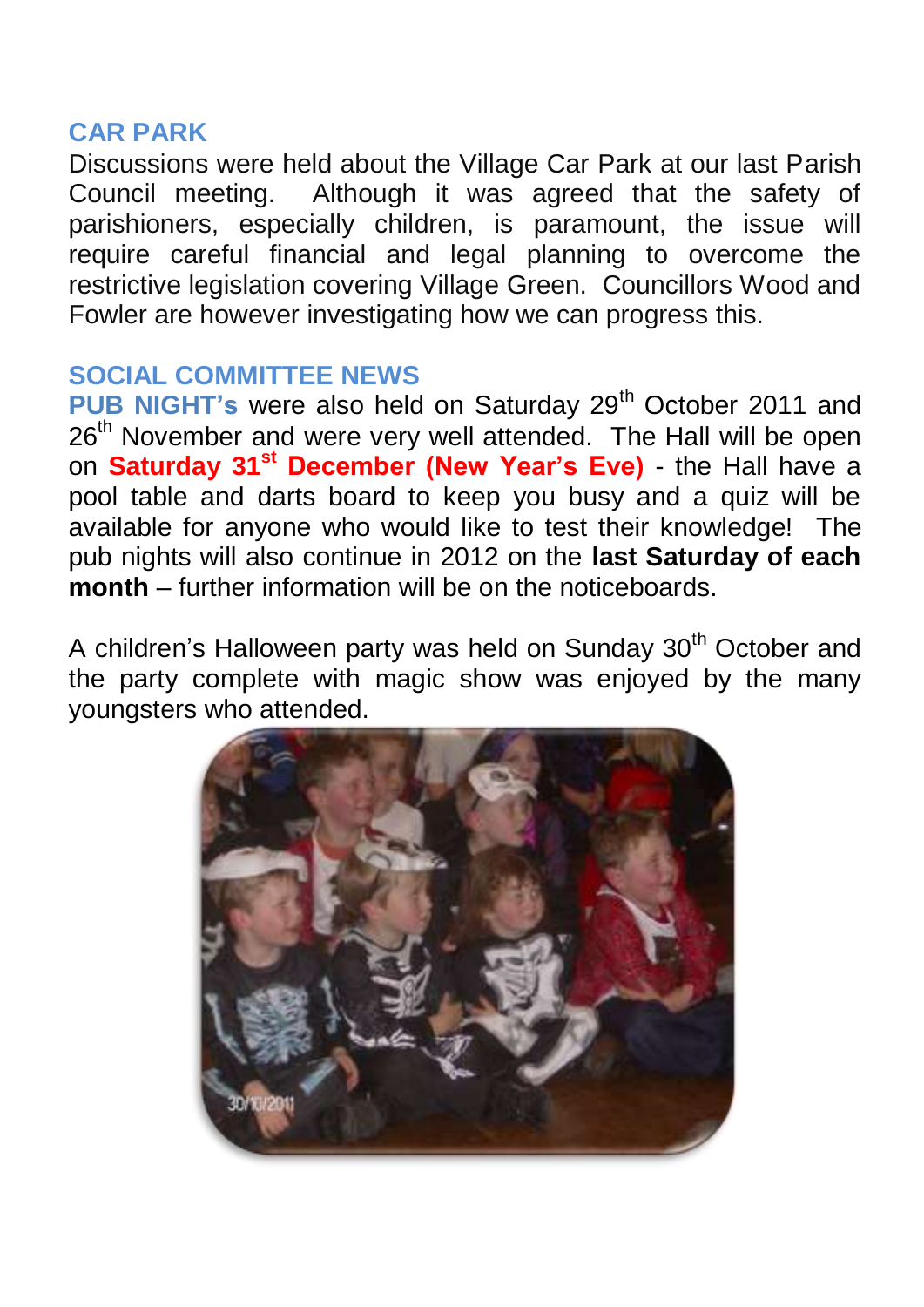## CAR PARK

Discussions were held about the Village Car Park at our last Parish Council meeting. Although it was agreed that the safety of parishioners, especially children, is paramount, the issue will require careful financial and legal planning to overcome the restrictive legislation covering Village Green. Councillors Wood and Fowler are however investigating how we can progress this.

## SOCIAL COMMITTEE NEWS

**PUB NIGHT's** were also held on Saturday 29th October 2011 and 26th November and were very well attended. The Hall will be open on **Saturday 31st December (New Year's Eve)** - the Hall have a pool table and darts board to keep you busy and a quiz will be available for anyone who would like to test their knowledge! The pub nights will also continue in 2012 on the **last Saturday of each month** – further information will be on the noticeboards.

A children's Halloween party was held on Sunday 30th October and the party complete with magic show was enjoyed by the many youngsters who attended.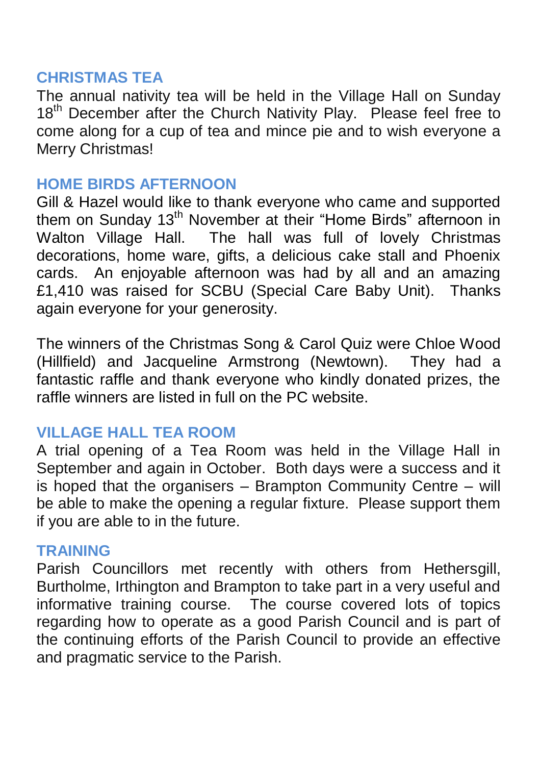## CHRISTMAS TEA

The annual nativity tea will be held in the Village Hall on Sunday 18th December after the Church Nativity Play. Please feel free to come along for a cup of tea and mince pie and to wish everyone a Merry Christmas!

## HOME BIRDS AFTERNOON

Gill & Hazel would like to thank everyone who came and supported them on Sunday 13th November at their "Home Birds" afternoon in Walton Village Hall. The hall was full of lovely Christmas decorations, home ware, gifts, a delicious cake stall and Phoenix cards. An enjoyable afternoon was had by all and an amazing £1,410 was raised for SCBU (Special Care Baby Unit). Thanks again everyone for your generosity.

The winners of the Christmas Song & Carol Quiz were Chloe Wood (Hillfield) and Jacqueline Armstrong (Newtown). They had a fantastic raffle and thank everyone who kindly donated prizes, the raffle winners are listed in full on the PC website.

## VILLAGE HALL TEA ROOM

A trial opening of a Tea Room was held in the Village Hall in September and again in October. Both days were a success and it is hoped that the organisers – Brampton Community Centre – will be able to make the opening a regular fixture. Please support them if you are able to in the future.

## TRAINING

Parish Councillors met recently with others from Hethersgill, Burtholme, Irthington and Brampton to take part in a very useful and informative training course. The course covered lots of topics regarding how to operate as a good Parish Council and is part of the continuing efforts of the Parish Council to provide an effective and pragmatic service to the Parish.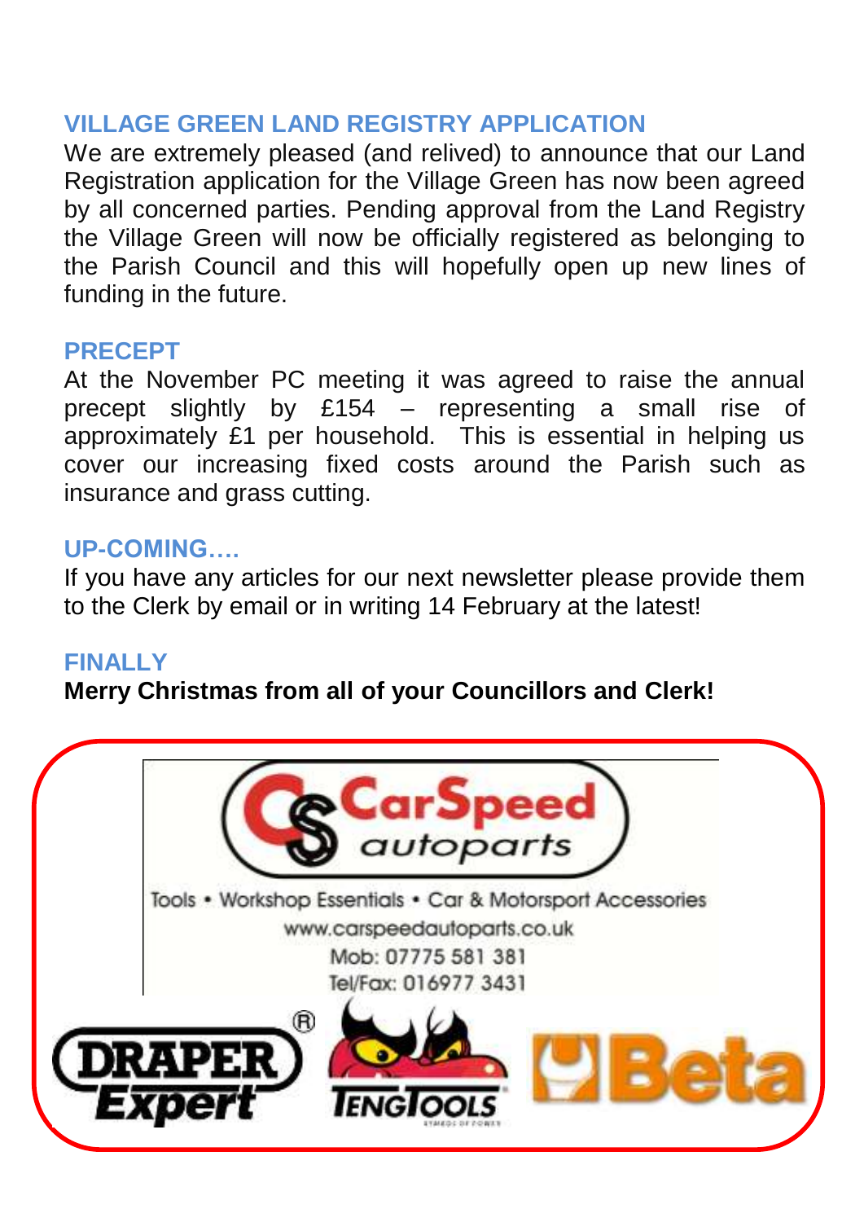## VILLAGE GREEN LAND REGISTRY APPLICATION

We are extremely pleased (and relived) to announce that our Land Registration application for the Village Green has now been agreed by all concerned parties. Pending approval from the Land Registry the Village Green will now be officially registered as belonging to the Parish Council and this will hopefully open up new lines of funding in the future.

## PRECEPT

At the November PC meeting it was agreed to raise the annual precept slightly by £154 – representing a small rise of approximately £1 per household. This is essential in helping us cover our increasing fixed costs around the Parish such as insurance and grass cutting.

## UP-COMING….

If you have any articles for our next newsletter please provide them to the Clerk by email or in writing 14 February at the latest!

## FINALLY

**Merry Christmas from all of your Councillors and Clerk!**

CarSpeed autoparts

Tools • Workshop Essentials • Car & Motorsport Accessories

www.carspeedautoparts.co.uk

Mob: 07775 581 381

Tel/Fax: 016977 3431

DRAPER Expert ® · TENGTOOLS · Beta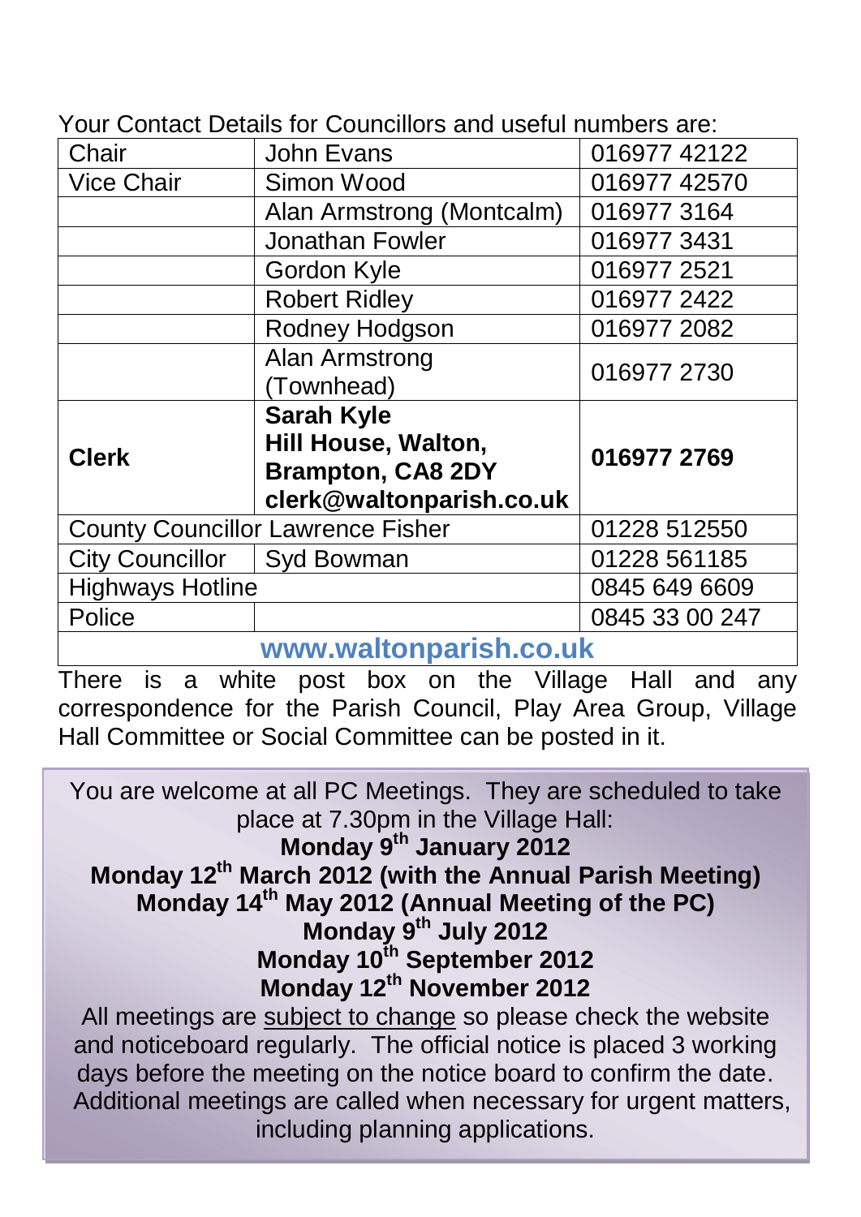Your Contact Details for Councillors and useful numbers are:

| | | |
|---|---|---|
| Chair | John Evans | 016977 42122 |
| Vice Chair | Simon Wood | 016977 42570 |
| | Alan Armstrong (Montcalm) | 016977 3164 |
| | Jonathan Fowler | 016977 3431 |
| | Gordon Kyle | 016977 2521 |
| | Robert Ridley | 016977 2422 |
| | Rodney Hodgson | 016977 2082 |
| | Alan Armstrong (Townhead) | 016977 2730 |
| **Clerk** | **Sarah Kyle Hill House, Walton, Brampton, CA8 2DY clerk@waltonparish.co.uk** | **016977 2769** |
| County Councillor Lawrence Fisher | | 01228 512550 |
| City Councillor | Syd Bowman | 01228 561185 |
| Highways Hotline | | 0845 649 6609 |
| Police | | 0845 33 00 247 |
| **www.waltonparish.co.uk** | | |

There is a white post box on the Village Hall and any correspondence for the Parish Council, Play Area Group, Village Hall Committee or Social Committee can be posted in it.

You are welcome at all PC Meetings. They are scheduled to take place at 7.30pm in the Village Hall:

**Monday 9th January 2012**
**Monday 12th March 2012 (with the Annual Parish Meeting)**
**Monday 14th May 2012 (Annual Meeting of the PC)**
**Monday 9th July 2012**
**Monday 10th September 2012**
**Monday 12th November 2012**

All meetings are subject to change so please check the website and noticeboard regularly. The official notice is placed 3 working days before the meeting on the notice board to confirm the date. Additional meetings are called when necessary for urgent matters, including planning applications.